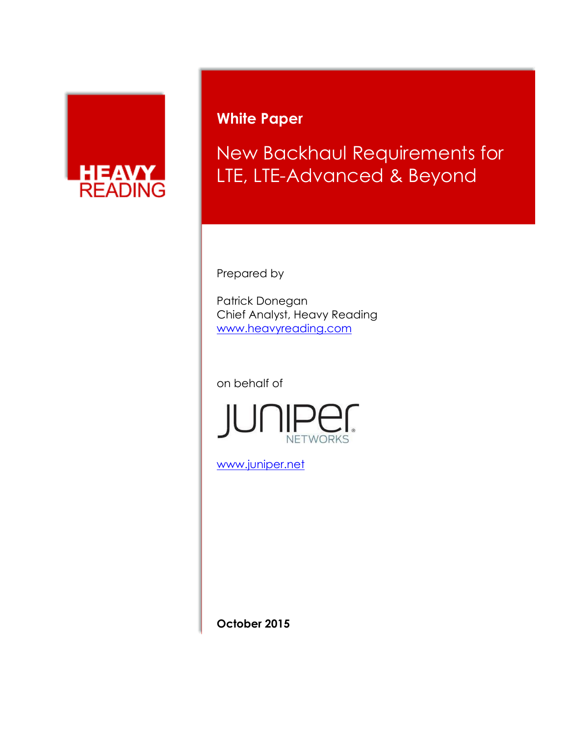HEAVY READING

**White Paper**

# New Backhaul Requirements for LTE, LTE-Advanced & Beyond

Prepared by

Patrick Donegan
Chief Analyst, Heavy Reading
www.heavyreading.com

on behalf of

JUNIPER NETWORKS

www.juniper.net

**October 2015**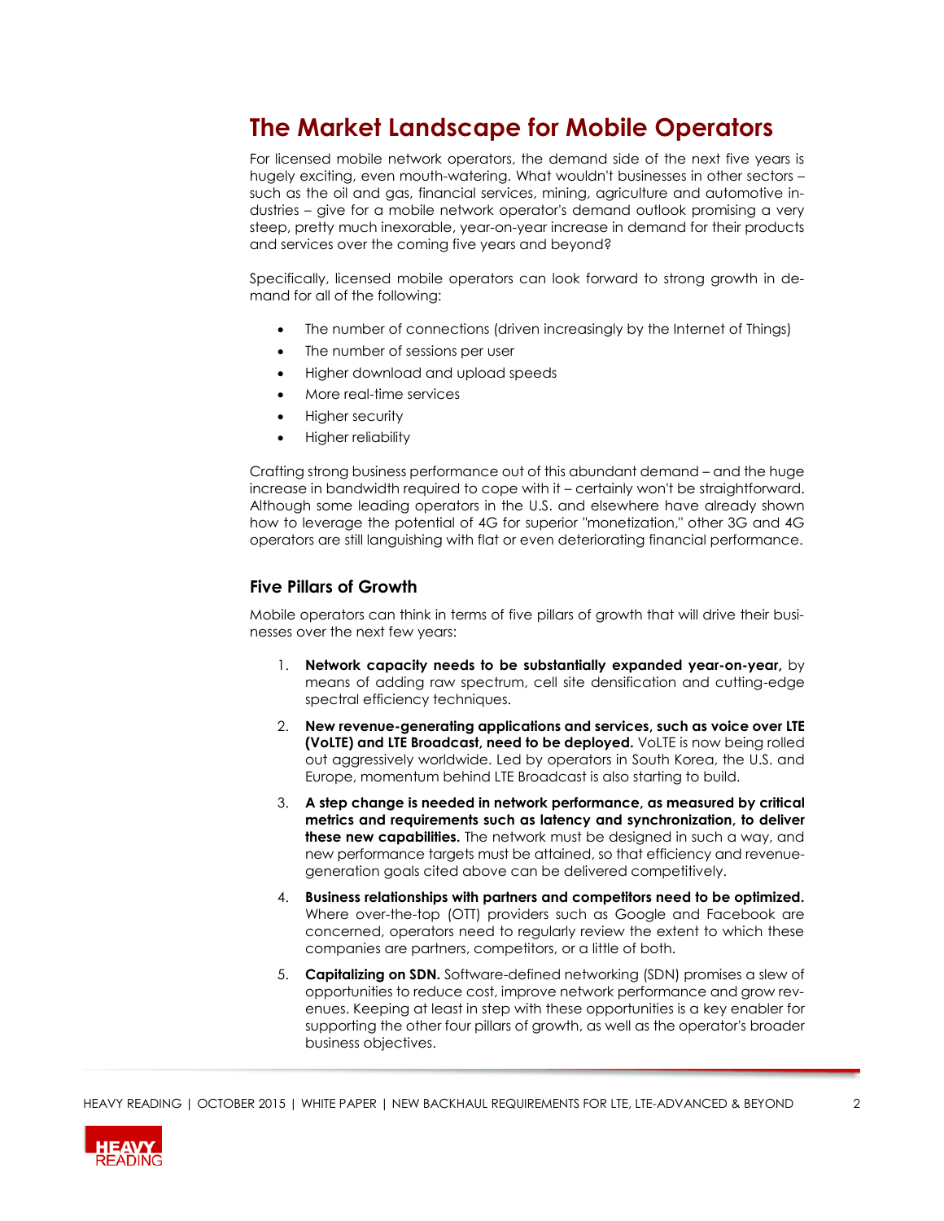# The Market Landscape for Mobile Operators

For licensed mobile network operators, the demand side of the next five years is hugely exciting, even mouth-watering. What wouldn't businesses in other sectors – such as the oil and gas, financial services, mining, agriculture and automotive industries – give for a mobile network operator's demand outlook promising a very steep, pretty much inexorable, year-on-year increase in demand for their products and services over the coming five years and beyond?

Specifically, licensed mobile operators can look forward to strong growth in demand for all of the following:

- The number of connections (driven increasingly by the Internet of Things)
- The number of sessions per user
- Higher download and upload speeds
- More real-time services
- Higher security
- Higher reliability

Crafting strong business performance out of this abundant demand – and the huge increase in bandwidth required to cope with it – certainly won't be straightforward. Although some leading operators in the U.S. and elsewhere have already shown how to leverage the potential of 4G for superior "monetization," other 3G and 4G operators are still languishing with flat or even deteriorating financial performance.

## Five Pillars of Growth

Mobile operators can think in terms of five pillars of growth that will drive their businesses over the next few years:

1. **Network capacity needs to be substantially expanded year-on-year,** by means of adding raw spectrum, cell site densification and cutting-edge spectral efficiency techniques.
2. **New revenue-generating applications and services, such as voice over LTE (VoLTE) and LTE Broadcast, need to be deployed.** VoLTE is now being rolled out aggressively worldwide. Led by operators in South Korea, the U.S. and Europe, momentum behind LTE Broadcast is also starting to build.
3. **A step change is needed in network performance, as measured by critical metrics and requirements such as latency and synchronization, to deliver these new capabilities.** The network must be designed in such a way, and new performance targets must be attained, so that efficiency and revenue-generation goals cited above can be delivered competitively.
4. **Business relationships with partners and competitors need to be optimized.** Where over-the-top (OTT) providers such as Google and Facebook are concerned, operators need to regularly review the extent to which these companies are partners, competitors, or a little of both.
5. **Capitalizing on SDN.** Software-defined networking (SDN) promises a slew of opportunities to reduce cost, improve network performance and grow revenues. Keeping at least in step with these opportunities is a key enabler for supporting the other four pillars of growth, as well as the operator's broader business objectives.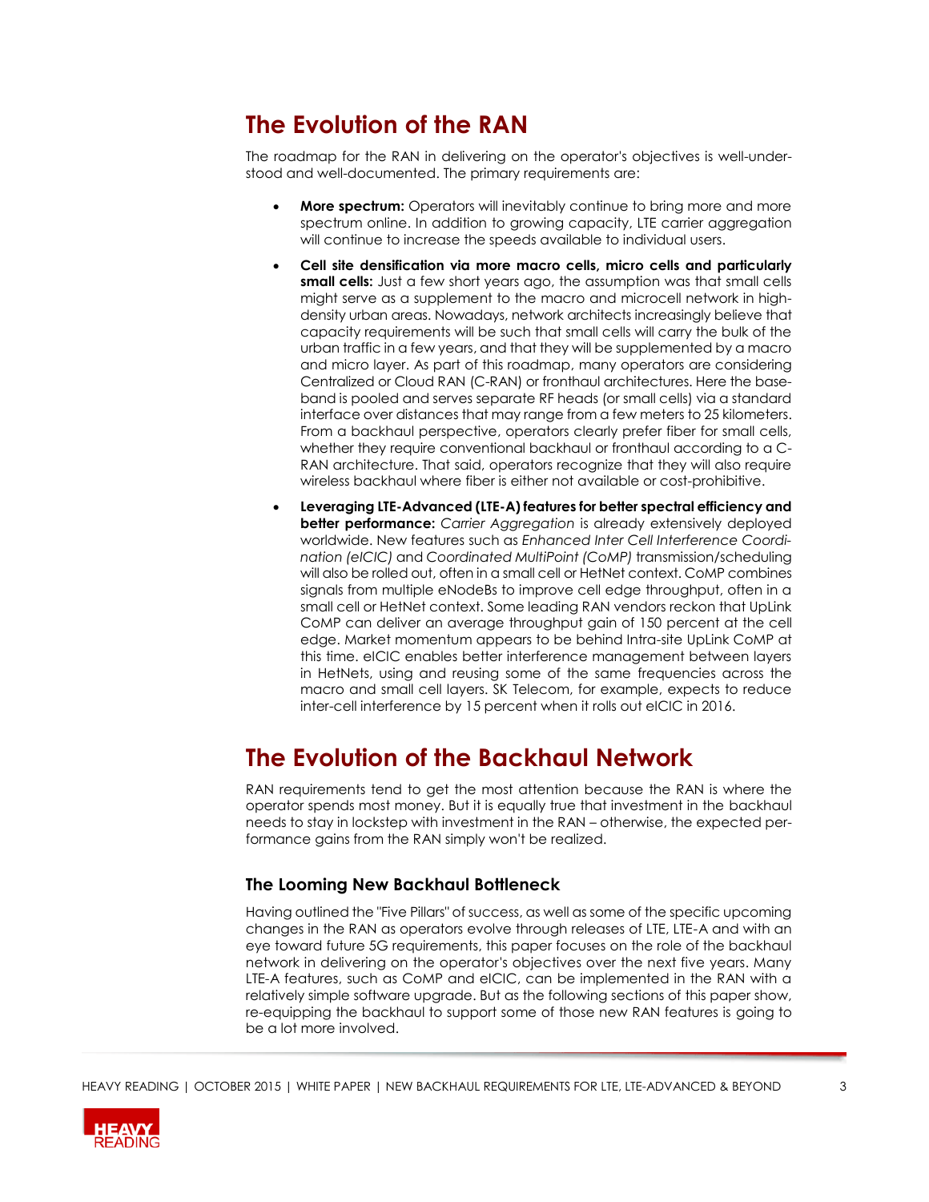## The Evolution of the RAN

The roadmap for the RAN in delivering on the operator's objectives is well-understood and well-documented. The primary requirements are:

- **More spectrum:** Operators will inevitably continue to bring more and more spectrum online. In addition to growing capacity, LTE carrier aggregation will continue to increase the speeds available to individual users.
- **Cell site densification via more macro cells, micro cells and particularly small cells:** Just a few short years ago, the assumption was that small cells might serve as a supplement to the macro and microcell network in high-density urban areas. Nowadays, network architects increasingly believe that capacity requirements will be such that small cells will carry the bulk of the urban traffic in a few years, and that they will be supplemented by a macro and micro layer. As part of this roadmap, many operators are considering Centralized or Cloud RAN (C-RAN) or fronthaul architectures. Here the baseband is pooled and serves separate RF heads (or small cells) via a standard interface over distances that may range from a few meters to 25 kilometers. From a backhaul perspective, operators clearly prefer fiber for small cells, whether they require conventional backhaul or fronthaul according to a C-RAN architecture. That said, operators recognize that they will also require wireless backhaul where fiber is either not available or cost-prohibitive.
- **Leveraging LTE-Advanced (LTE-A) features for better spectral efficiency and better performance:** *Carrier Aggregation* is already extensively deployed worldwide. New features such as *Enhanced Inter Cell Interference Coordination (eICIC)* and *Coordinated MultiPoint (CoMP)* transmission/scheduling will also be rolled out, often in a small cell or HetNet context. CoMP combines signals from multiple eNodeBs to improve cell edge throughput, often in a small cell or HetNet context. Some leading RAN vendors reckon that UpLink CoMP can deliver an average throughput gain of 150 percent at the cell edge. Market momentum appears to be behind Intra-site UpLink CoMP at this time. eICIC enables better interference management between layers in HetNets, using and reusing some of the same frequencies across the macro and small cell layers. SK Telecom, for example, expects to reduce inter-cell interference by 15 percent when it rolls out eICIC in 2016.

## The Evolution of the Backhaul Network

RAN requirements tend to get the most attention because the RAN is where the operator spends most money. But it is equally true that investment in the backhaul needs to stay in lockstep with investment in the RAN – otherwise, the expected performance gains from the RAN simply won't be realized.

### The Looming New Backhaul Bottleneck

Having outlined the "Five Pillars" of success, as well as some of the specific upcoming changes in the RAN as operators evolve through releases of LTE, LTE-A and with an eye toward future 5G requirements, this paper focuses on the role of the backhaul network in delivering on the operator's objectives over the next five years. Many LTE-A features, such as CoMP and eICIC, can be implemented in the RAN with a relatively simple software upgrade. But as the following sections of this paper show, re-equipping the backhaul to support some of those new RAN features is going to be a lot more involved.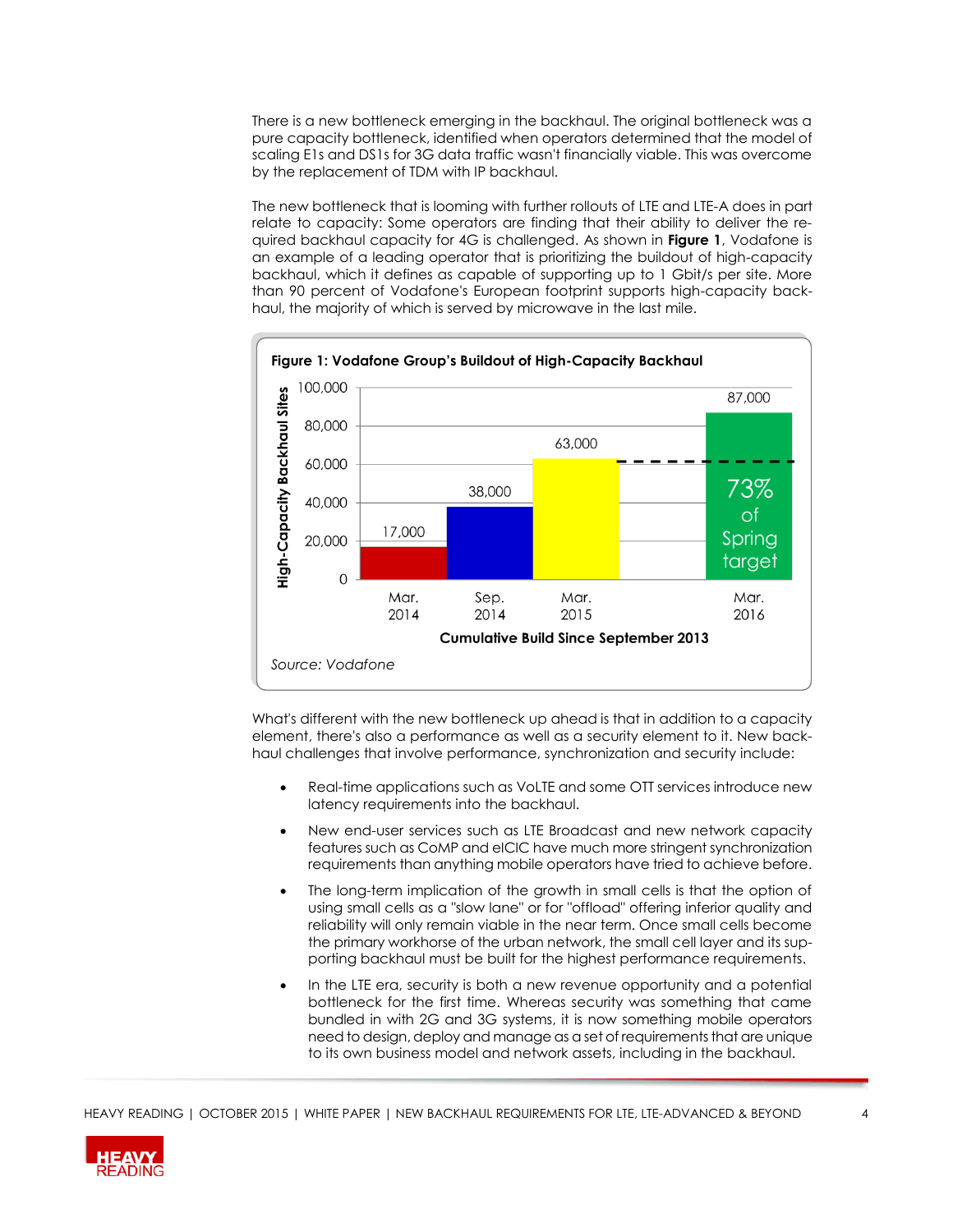There is a new bottleneck emerging in the backhaul. The original bottleneck was a pure capacity bottleneck, identified when operators determined that the model of scaling E1s and DS1s for 3G data traffic wasn't financially viable. This was overcome by the replacement of TDM with IP backhaul.

The new bottleneck that is looming with further rollouts of LTE and LTE-A does in part relate to capacity: Some operators are finding that their ability to deliver the required backhaul capacity for 4G is challenged. As shown in **Figure 1**, Vodafone is an example of a leading operator that is prioritizing the buildout of high-capacity backhaul, which it defines as capable of supporting up to 1 Gbit/s per site. More than 90 percent of Vodafone's European footprint supports high-capacity backhaul, the majority of which is served by microwave in the last mile.

**Figure 1: Vodafone Group's Buildout of High-Capacity Backhaul**

| Cumulative Build Since September 2013 | High-Capacity Backhaul Sites |
|---|---|
| Mar. 2014 | 17,000 |
| Sep. 2014 | 38,000 |
| Mar. 2015 | 63,000 |
| Mar. 2016 | 87,000 |

73% of Spring target

*Source: Vodafone*

What's different with the new bottleneck up ahead is that in addition to a capacity element, there's also a performance as well as a security element to it. New backhaul challenges that involve performance, synchronization and security include:

- Real-time applications such as VoLTE and some OTT services introduce new latency requirements into the backhaul.
- New end-user services such as LTE Broadcast and new network capacity features such as CoMP and eICIC have much more stringent synchronization requirements than anything mobile operators have tried to achieve before.
- The long-term implication of the growth in small cells is that the option of using small cells as a "slow lane" or for "offload" offering inferior quality and reliability will only remain viable in the near term. Once small cells become the primary workhorse of the urban network, the small cell layer and its supporting backhaul must be built for the highest performance requirements.
- In the LTE era, security is both a new revenue opportunity and a potential bottleneck for the first time. Whereas security was something that came bundled in with 2G and 3G systems, it is now something mobile operators need to design, deploy and manage as a set of requirements that are unique to its own business model and network assets, including in the backhaul.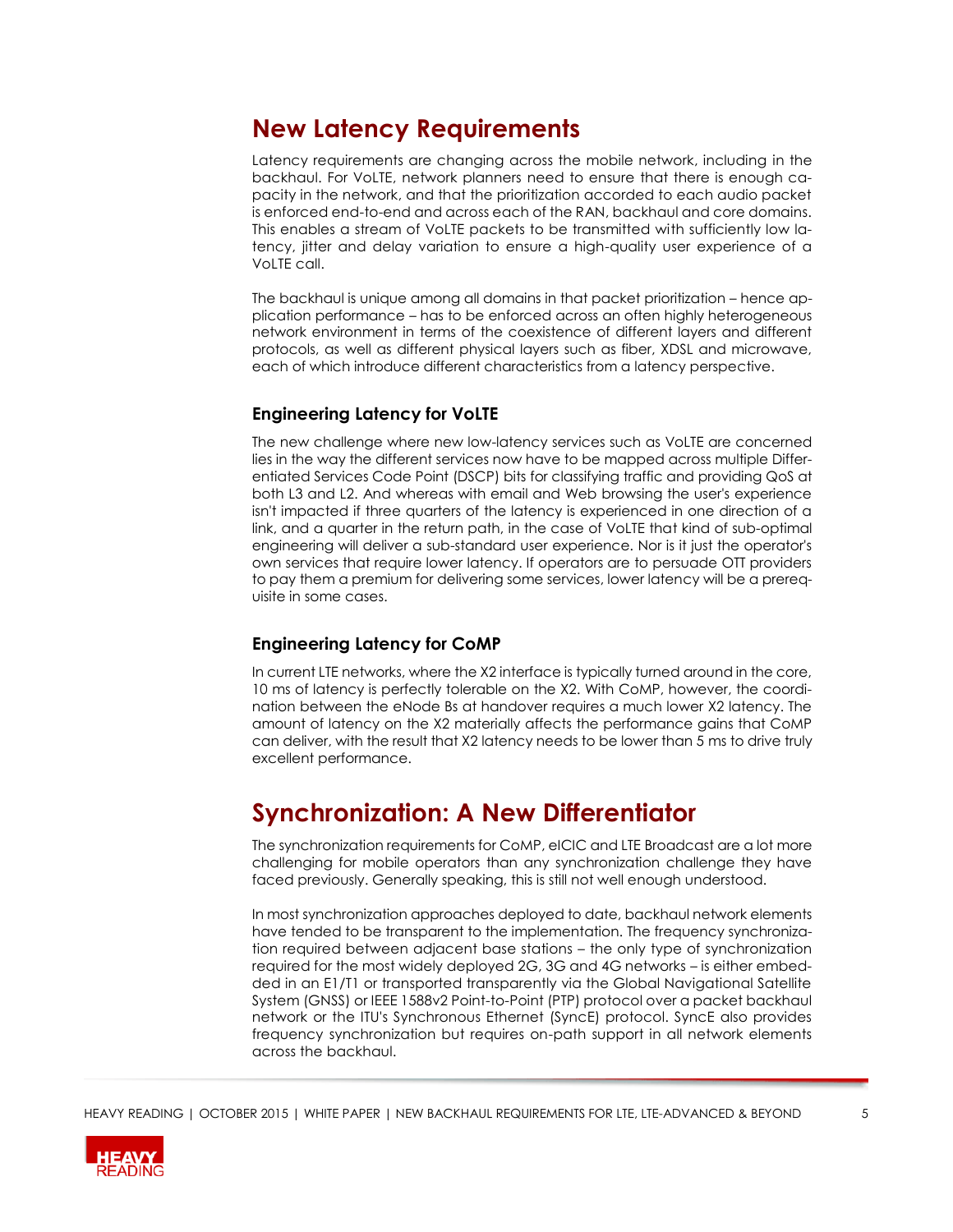## New Latency Requirements

Latency requirements are changing across the mobile network, including in the backhaul. For VoLTE, network planners need to ensure that there is enough capacity in the network, and that the prioritization accorded to each audio packet is enforced end-to-end and across each of the RAN, backhaul and core domains. This enables a stream of VoLTE packets to be transmitted with sufficiently low latency, jitter and delay variation to ensure a high-quality user experience of a VoLTE call.

The backhaul is unique among all domains in that packet prioritization – hence application performance – has to be enforced across an often highly heterogeneous network environment in terms of the coexistence of different layers and different protocols, as well as different physical layers such as fiber, XDSL and microwave, each of which introduce different characteristics from a latency perspective.

### Engineering Latency for VoLTE

The new challenge where new low-latency services such as VoLTE are concerned lies in the way the different services now have to be mapped across multiple Differentiated Services Code Point (DSCP) bits for classifying traffic and providing QoS at both L3 and L2. And whereas with email and Web browsing the user's experience isn't impacted if three quarters of the latency is experienced in one direction of a link, and a quarter in the return path, in the case of VoLTE that kind of sub-optimal engineering will deliver a sub-standard user experience. Nor is it just the operator's own services that require lower latency. If operators are to persuade OTT providers to pay them a premium for delivering some services, lower latency will be a prerequisite in some cases.

### Engineering Latency for CoMP

In current LTE networks, where the X2 interface is typically turned around in the core, 10 ms of latency is perfectly tolerable on the X2. With CoMP, however, the coordination between the eNode Bs at handover requires a much lower X2 latency. The amount of latency on the X2 materially affects the performance gains that CoMP can deliver, with the result that X2 latency needs to be lower than 5 ms to drive truly excellent performance.

## Synchronization: A New Differentiator

The synchronization requirements for CoMP, eICIC and LTE Broadcast are a lot more challenging for mobile operators than any synchronization challenge they have faced previously. Generally speaking, this is still not well enough understood.

In most synchronization approaches deployed to date, backhaul network elements have tended to be transparent to the implementation. The frequency synchronization required between adjacent base stations – the only type of synchronization required for the most widely deployed 2G, 3G and 4G networks – is either embedded in an E1/T1 or transported transparently via the Global Navigational Satellite System (GNSS) or IEEE 1588v2 Point-to-Point (PTP) protocol over a packet backhaul network or the ITU's Synchronous Ethernet (SyncE) protocol. SyncE also provides frequency synchronization but requires on-path support in all network elements across the backhaul.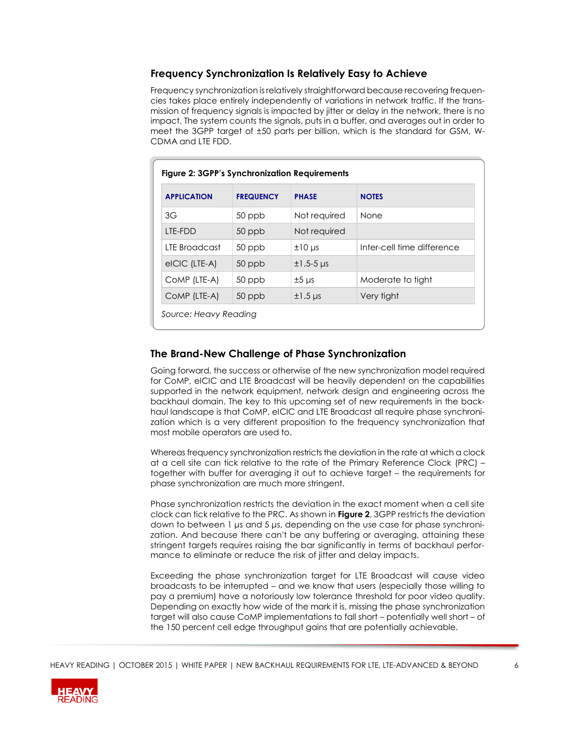## Frequency Synchronization Is Relatively Easy to Achieve

Frequency synchronization is relatively straightforward because recovering frequencies takes place entirely independently of variations in network traffic. If the transmission of frequency signals is impacted by jitter or delay in the network, there is no impact. The system counts the signals, puts in a buffer, and averages out in order to meet the 3GPP target of ±50 parts per billion, which is the standard for GSM, W-CDMA and LTE FDD.

**Figure 2: 3GPP's Synchronization Requirements**

| APPLICATION | FREQUENCY | PHASE | NOTES |
|---|---|---|---|
| 3G | 50 ppb | Not required | None |
| LTE-FDD | 50 ppb | Not required | |
| LTE Broadcast | 50 ppb | ±10 µs | Inter-cell time difference |
| eICIC (LTE-A) | 50 ppb | ±1.5-5 µs | |
| CoMP (LTE-A) | 50 ppb | ±5 µs | Moderate to tight |
| CoMP (LTE-A) | 50 ppb | ±1.5 µs | Very tight |

*Source: Heavy Reading*

## The Brand-New Challenge of Phase Synchronization

Going forward, the success or otherwise of the new synchronization model required for CoMP, eICIC and LTE Broadcast will be heavily dependent on the capabilities supported in the network equipment, network design and engineering across the backhaul domain. The key to this upcoming set of new requirements in the backhaul landscape is that CoMP, eICIC and LTE Broadcast all require phase synchronization which is a very different proposition to the frequency synchronization that most mobile operators are used to.

Whereas frequency synchronization restricts the deviation in the rate at which a clock at a cell site can tick relative to the rate of the Primary Reference Clock (PRC) – together with buffer for averaging it out to achieve target – the requirements for phase synchronization are much more stringent.

Phase synchronization restricts the deviation in the exact moment when a cell site clock can tick relative to the PRC. As shown in **Figure 2**, 3GPP restricts the deviation down to between 1 µs and 5 µs, depending on the use case for phase synchronization. And because there can't be any buffering or averaging, attaining these stringent targets requires raising the bar significantly in terms of backhaul performance to eliminate or reduce the risk of jitter and delay impacts.

Exceeding the phase synchronization target for LTE Broadcast will cause video broadcasts to be interrupted – and we know that users (especially those willing to pay a premium) have a notoriously low tolerance threshold for poor video quality. Depending on exactly how wide of the mark it is, missing the phase synchronization target will also cause CoMP implementations to fall short – potentially well short – of the 150 percent cell edge throughput gains that are potentially achievable.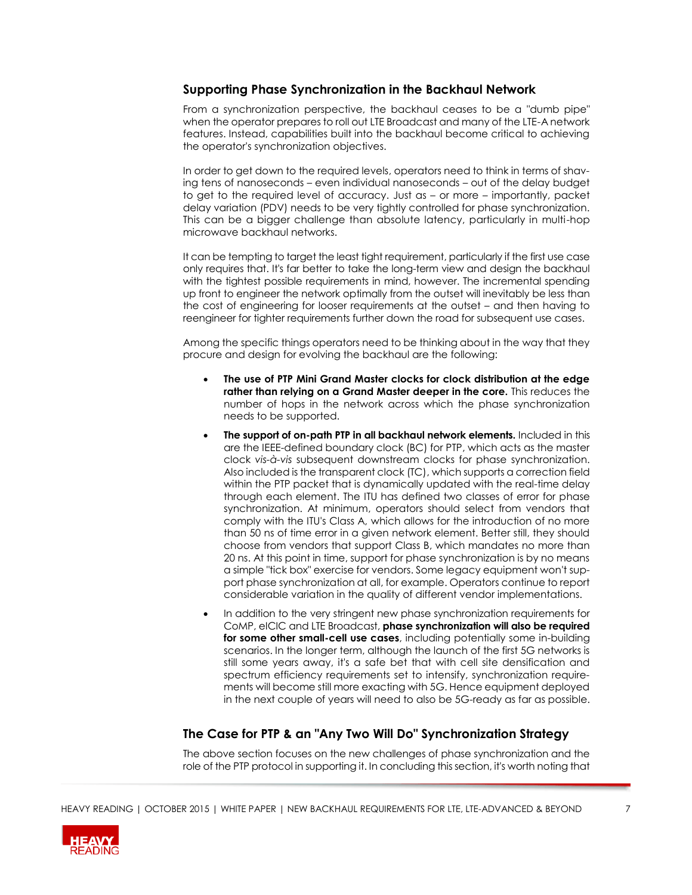## Supporting Phase Synchronization in the Backhaul Network

From a synchronization perspective, the backhaul ceases to be a "dumb pipe" when the operator prepares to roll out LTE Broadcast and many of the LTE-A network features. Instead, capabilities built into the backhaul become critical to achieving the operator's synchronization objectives.

In order to get down to the required levels, operators need to think in terms of shaving tens of nanoseconds – even individual nanoseconds – out of the delay budget to get to the required level of accuracy. Just as – or more – importantly, packet delay variation (PDV) needs to be very tightly controlled for phase synchronization. This can be a bigger challenge than absolute latency, particularly in multi-hop microwave backhaul networks.

It can be tempting to target the least tight requirement, particularly if the first use case only requires that. It's far better to take the long-term view and design the backhaul with the tightest possible requirements in mind, however. The incremental spending up front to engineer the network optimally from the outset will inevitably be less than the cost of engineering for looser requirements at the outset – and then having to reengineer for tighter requirements further down the road for subsequent use cases.

Among the specific things operators need to be thinking about in the way that they procure and design for evolving the backhaul are the following:

- **The use of PTP Mini Grand Master clocks for clock distribution at the edge rather than relying on a Grand Master deeper in the core.** This reduces the number of hops in the network across which the phase synchronization needs to be supported.
- **The support of on-path PTP in all backhaul network elements.** Included in this are the IEEE-defined boundary clock (BC) for PTP, which acts as the master clock *vis-à-vis* subsequent downstream clocks for phase synchronization. Also included is the transparent clock (TC), which supports a correction field within the PTP packet that is dynamically updated with the real-time delay through each element. The ITU has defined two classes of error for phase synchronization. At minimum, operators should select from vendors that comply with the ITU's Class A, which allows for the introduction of no more than 50 ns of time error in a given network element. Better still, they should choose from vendors that support Class B, which mandates no more than 20 ns. At this point in time, support for phase synchronization is by no means a simple "tick box" exercise for vendors. Some legacy equipment won't support phase synchronization at all, for example. Operators continue to report considerable variation in the quality of different vendor implementations.
- In addition to the very stringent new phase synchronization requirements for CoMP, eICIC and LTE Broadcast, **phase synchronization will also be required for some other small-cell use cases**, including potentially some in-building scenarios. In the longer term, although the launch of the first 5G networks is still some years away, it's a safe bet that with cell site densification and spectrum efficiency requirements set to intensify, synchronization requirements will become still more exacting with 5G. Hence equipment deployed in the next couple of years will need to also be 5G-ready as far as possible.

## The Case for PTP & an "Any Two Will Do" Synchronization Strategy

The above section focuses on the new challenges of phase synchronization and the role of the PTP protocol in supporting it. In concluding this section, it's worth noting that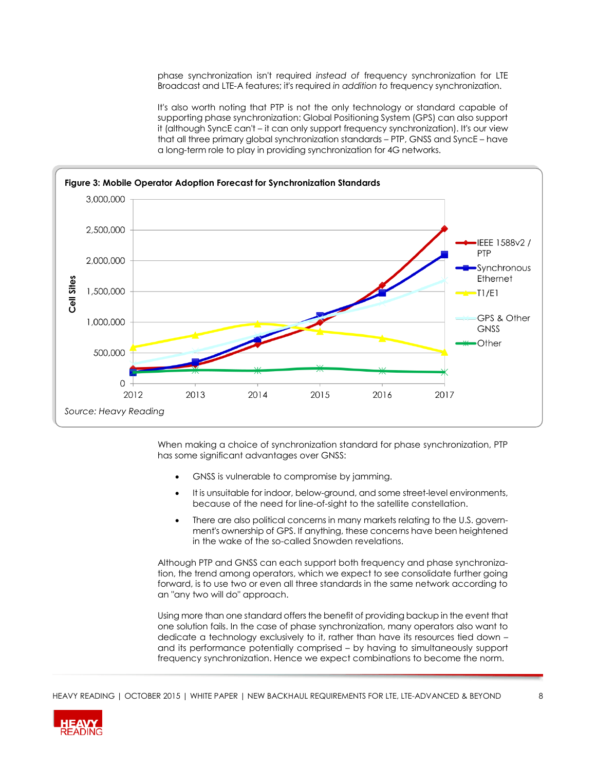phase synchronization isn't required *instead of* frequency synchronization for LTE Broadcast and LTE-A features; it's required *in addition to* frequency synchronization.

It's also worth noting that PTP is not the only technology or standard capable of supporting phase synchronization: Global Positioning System (GPS) can also support it (although SyncE can't – it can only support frequency synchronization). It's our view that all three primary global synchronization standards – PTP, GNSS and SyncE – have a long-term role to play in providing synchronization for 4G networks.

**Figure 3: Mobile Operator Adoption Forecast for Synchronization Standards**

*Source: Heavy Reading*

When making a choice of synchronization standard for phase synchronization, PTP has some significant advantages over GNSS:

- GNSS is vulnerable to compromise by jamming.
- It is unsuitable for indoor, below-ground, and some street-level environments, because of the need for line-of-sight to the satellite constellation.
- There are also political concerns in many markets relating to the U.S. government's ownership of GPS. If anything, these concerns have been heightened in the wake of the so-called Snowden revelations.

Although PTP and GNSS can each support both frequency and phase synchronization, the trend among operators, which we expect to see consolidate further going forward, is to use two or even all three standards in the same network according to an "any two will do" approach.

Using more than one standard offers the benefit of providing backup in the event that one solution fails. In the case of phase synchronization, many operators also want to dedicate a technology exclusively to it, rather than have its resources tied down – and its performance potentially comprised – by having to simultaneously support frequency synchronization. Hence we expect combinations to become the norm.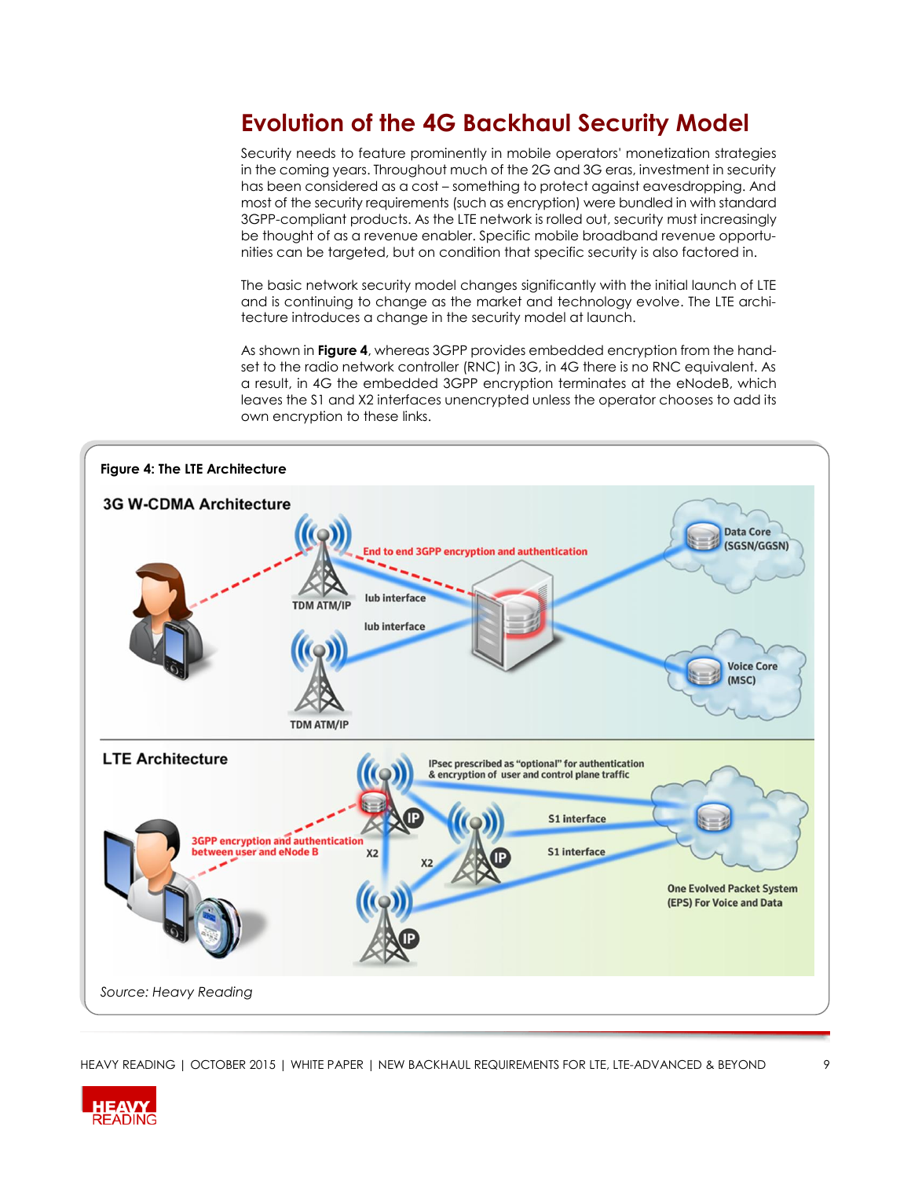## Evolution of the 4G Backhaul Security Model

Security needs to feature prominently in mobile operators' monetization strategies in the coming years. Throughout much of the 2G and 3G eras, investment in security has been considered as a cost – something to protect against eavesdropping. And most of the security requirements (such as encryption) were bundled in with standard 3GPP-compliant products. As the LTE network is rolled out, security must increasingly be thought of as a revenue enabler. Specific mobile broadband revenue opportunities can be targeted, but on condition that specific security is also factored in.

The basic network security model changes significantly with the initial launch of LTE and is continuing to change as the market and technology evolve. The LTE architecture introduces a change in the security model at launch.

As shown in **Figure 4**, whereas 3GPP provides embedded encryption from the handset to the radio network controller (RNC) in 3G, in 4G there is no RNC equivalent. As a result, in 4G the embedded 3GPP encryption terminates at the eNodeB, which leaves the S1 and X2 interfaces unencrypted unless the operator chooses to add its own encryption to these links.

**Figure 4: The LTE Architecture**

*Source: Heavy Reading*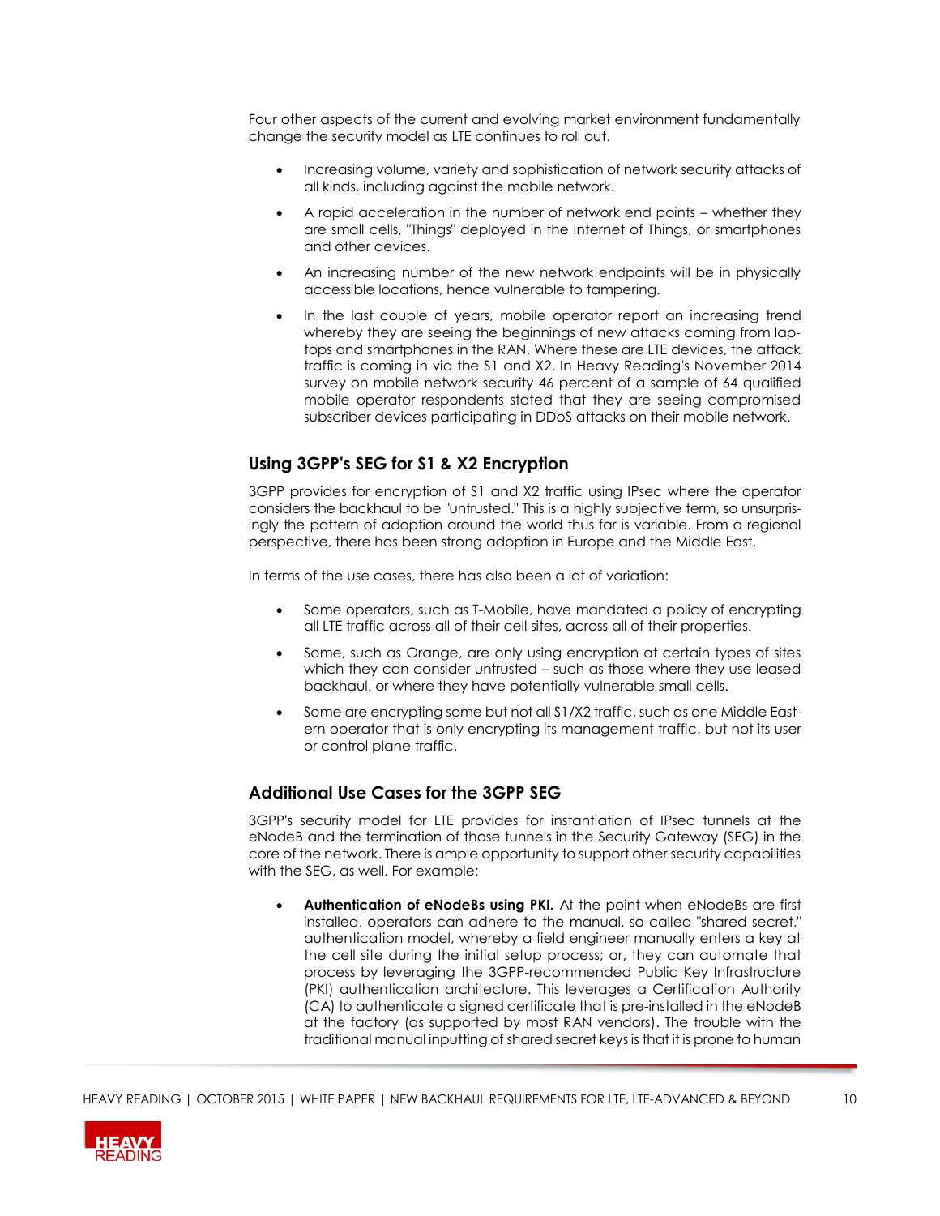Four other aspects of the current and evolving market environment fundamentally change the security model as LTE continues to roll out.

- Increasing volume, variety and sophistication of network security attacks of all kinds, including against the mobile network.
- A rapid acceleration in the number of network end points – whether they are small cells, "Things" deployed in the Internet of Things, or smartphones and other devices.
- An increasing number of the new network endpoints will be in physically accessible locations, hence vulnerable to tampering.
- In the last couple of years, mobile operator report an increasing trend whereby they are seeing the beginnings of new attacks coming from laptops and smartphones in the RAN. Where these are LTE devices, the attack traffic is coming in via the S1 and X2. In Heavy Reading's November 2014 survey on mobile network security 46 percent of a sample of 64 qualified mobile operator respondents stated that they are seeing compromised subscriber devices participating in DDoS attacks on their mobile network.

## Using 3GPP's SEG for S1 & X2 Encryption

3GPP provides for encryption of S1 and X2 traffic using IPsec where the operator considers the backhaul to be "untrusted." This is a highly subjective term, so unsurprisingly the pattern of adoption around the world thus far is variable. From a regional perspective, there has been strong adoption in Europe and the Middle East.

In terms of the use cases, there has also been a lot of variation:

- Some operators, such as T-Mobile, have mandated a policy of encrypting all LTE traffic across all of their cell sites, across all of their properties.
- Some, such as Orange, are only using encryption at certain types of sites which they can consider untrusted – such as those where they use leased backhaul, or where they have potentially vulnerable small cells.
- Some are encrypting some but not all S1/X2 traffic, such as one Middle Eastern operator that is only encrypting its management traffic, but not its user or control plane traffic.

## Additional Use Cases for the 3GPP SEG

3GPP's security model for LTE provides for instantiation of IPsec tunnels at the eNodeB and the termination of those tunnels in the Security Gateway (SEG) in the core of the network. There is ample opportunity to support other security capabilities with the SEG, as well. For example:

- **Authentication of eNodeBs using PKI.** At the point when eNodeBs are first installed, operators can adhere to the manual, so-called "shared secret," authentication model, whereby a field engineer manually enters a key at the cell site during the initial setup process; or, they can automate that process by leveraging the 3GPP-recommended Public Key Infrastructure (PKI) authentication architecture. This leverages a Certification Authority (CA) to authenticate a signed certificate that is pre-installed in the eNodeB at the factory (as supported by most RAN vendors). The trouble with the traditional manual inputting of shared secret keys is that it is prone to human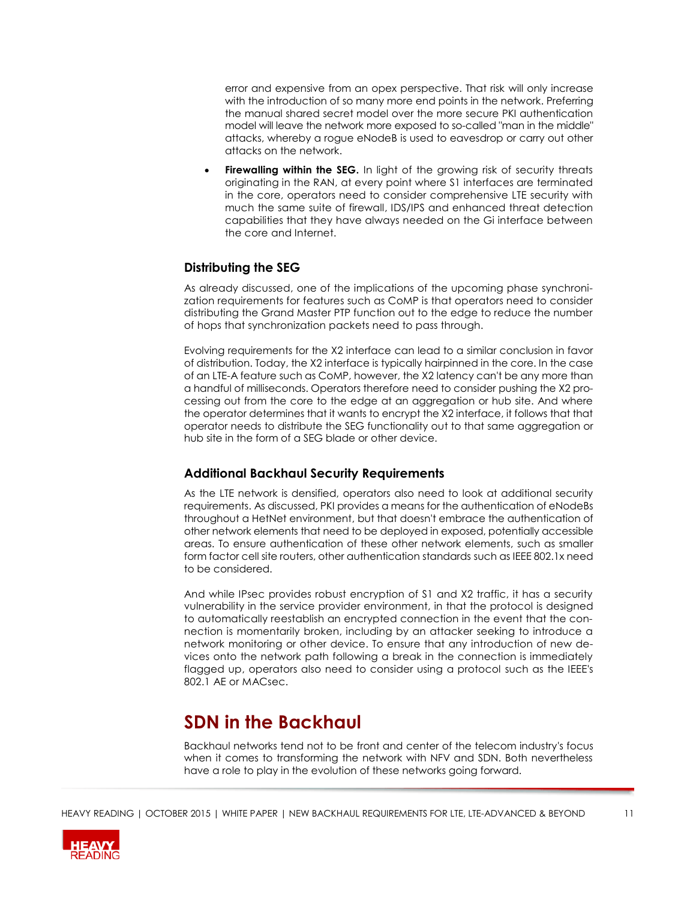error and expensive from an opex perspective. That risk will only increase with the introduction of so many more end points in the network. Preferring the manual shared secret model over the more secure PKI authentication model will leave the network more exposed to so-called "man in the middle" attacks, whereby a rogue eNodeB is used to eavesdrop or carry out other attacks on the network.

- **Firewalling within the SEG.** In light of the growing risk of security threats originating in the RAN, at every point where S1 interfaces are terminated in the core, operators need to consider comprehensive LTE security with much the same suite of firewall, IDS/IPS and enhanced threat detection capabilities that they have always needed on the Gi interface between the core and Internet.

### Distributing the SEG

As already discussed, one of the implications of the upcoming phase synchronization requirements for features such as CoMP is that operators need to consider distributing the Grand Master PTP function out to the edge to reduce the number of hops that synchronization packets need to pass through.

Evolving requirements for the X2 interface can lead to a similar conclusion in favor of distribution. Today, the X2 interface is typically hairpinned in the core. In the case of an LTE-A feature such as CoMP, however, the X2 latency can't be any more than a handful of milliseconds. Operators therefore need to consider pushing the X2 processing out from the core to the edge at an aggregation or hub site. And where the operator determines that it wants to encrypt the X2 interface, it follows that that operator needs to distribute the SEG functionality out to that same aggregation or hub site in the form of a SEG blade or other device.

### Additional Backhaul Security Requirements

As the LTE network is densified, operators also need to look at additional security requirements. As discussed, PKI provides a means for the authentication of eNodeBs throughout a HetNet environment, but that doesn't embrace the authentication of other network elements that need to be deployed in exposed, potentially accessible areas. To ensure authentication of these other network elements, such as smaller form factor cell site routers, other authentication standards such as IEEE 802.1x need to be considered.

And while IPsec provides robust encryption of S1 and X2 traffic, it has a security vulnerability in the service provider environment, in that the protocol is designed to automatically reestablish an encrypted connection in the event that the connection is momentarily broken, including by an attacker seeking to introduce a network monitoring or other device. To ensure that any introduction of new devices onto the network path following a break in the connection is immediately flagged up, operators also need to consider using a protocol such as the IEEE's 802.1 AE or MACsec.

## SDN in the Backhaul

Backhaul networks tend not to be front and center of the telecom industry's focus when it comes to transforming the network with NFV and SDN. Both nevertheless have a role to play in the evolution of these networks going forward.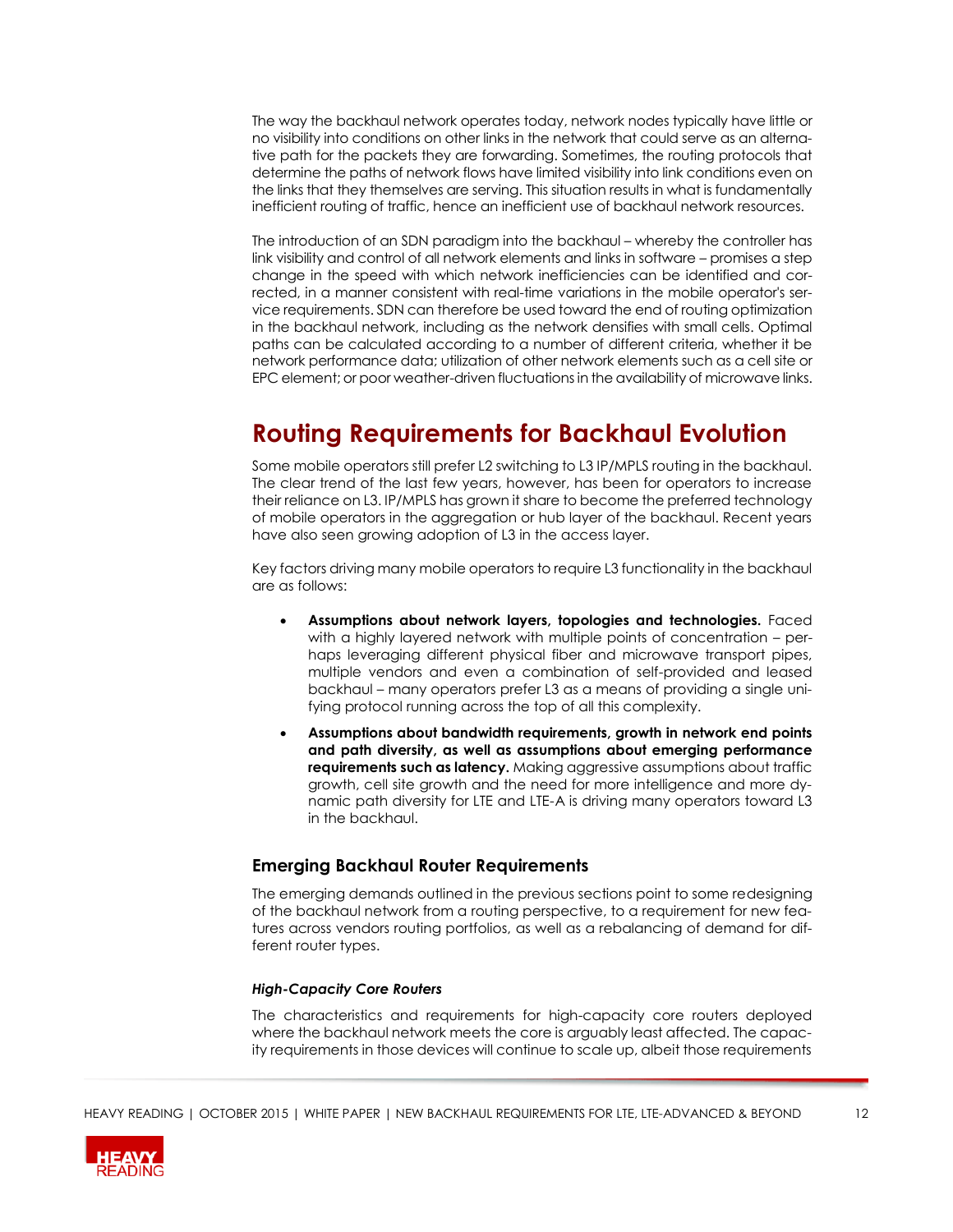The way the backhaul network operates today, network nodes typically have little or no visibility into conditions on other links in the network that could serve as an alternative path for the packets they are forwarding. Sometimes, the routing protocols that determine the paths of network flows have limited visibility into link conditions even on the links that they themselves are serving. This situation results in what is fundamentally inefficient routing of traffic, hence an inefficient use of backhaul network resources.

The introduction of an SDN paradigm into the backhaul – whereby the controller has link visibility and control of all network elements and links in software – promises a step change in the speed with which network inefficiencies can be identified and corrected, in a manner consistent with real-time variations in the mobile operator's service requirements. SDN can therefore be used toward the end of routing optimization in the backhaul network, including as the network densifies with small cells. Optimal paths can be calculated according to a number of different criteria, whether it be network performance data; utilization of other network elements such as a cell site or EPC element; or poor weather-driven fluctuations in the availability of microwave links.

# Routing Requirements for Backhaul Evolution

Some mobile operators still prefer L2 switching to L3 IP/MPLS routing in the backhaul. The clear trend of the last few years, however, has been for operators to increase their reliance on L3. IP/MPLS has grown it share to become the preferred technology of mobile operators in the aggregation or hub layer of the backhaul. Recent years have also seen growing adoption of L3 in the access layer.

Key factors driving many mobile operators to require L3 functionality in the backhaul are as follows:

- **Assumptions about network layers, topologies and technologies.** Faced with a highly layered network with multiple points of concentration – perhaps leveraging different physical fiber and microwave transport pipes, multiple vendors and even a combination of self-provided and leased backhaul – many operators prefer L3 as a means of providing a single unifying protocol running across the top of all this complexity.
- **Assumptions about bandwidth requirements, growth in network end points and path diversity, as well as assumptions about emerging performance requirements such as latency.** Making aggressive assumptions about traffic growth, cell site growth and the need for more intelligence and more dynamic path diversity for LTE and LTE-A is driving many operators toward L3 in the backhaul.

## Emerging Backhaul Router Requirements

The emerging demands outlined in the previous sections point to some redesigning of the backhaul network from a routing perspective, to a requirement for new features across vendors routing portfolios, as well as a rebalancing of demand for different router types.

### *High-Capacity Core Routers*

The characteristics and requirements for high-capacity core routers deployed where the backhaul network meets the core is arguably least affected. The capacity requirements in those devices will continue to scale up, albeit those requirements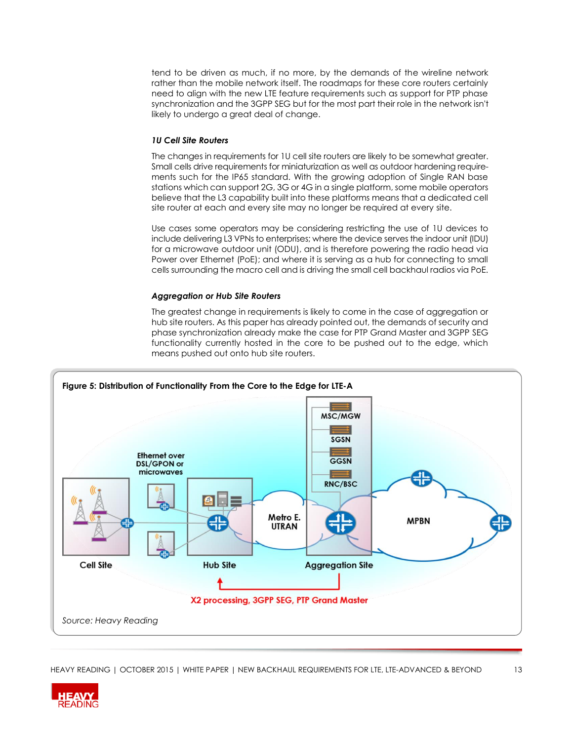tend to be driven as much, if no more, by the demands of the wireline network rather than the mobile network itself. The roadmaps for these core routers certainly need to align with the new LTE feature requirements such as support for PTP phase synchronization and the 3GPP SEG but for the most part their role in the network isn't likely to undergo a great deal of change.

### *1U Cell Site Routers*

The changes in requirements for 1U cell site routers are likely to be somewhat greater. Small cells drive requirements for miniaturization as well as outdoor hardening requirements such for the IP65 standard. With the growing adoption of Single RAN base stations which can support 2G, 3G or 4G in a single platform, some mobile operators believe that the L3 capability built into these platforms means that a dedicated cell site router at each and every site may no longer be required at every site.

Use cases some operators may be considering restricting the use of 1U devices to include delivering L3 VPNs to enterprises; where the device serves the indoor unit (IDU) for a microwave outdoor unit (ODU), and is therefore powering the radio head via Power over Ethernet (PoE); and where it is serving as a hub for connecting to small cells surrounding the macro cell and is driving the small cell backhaul radios via PoE.

### *Aggregation or Hub Site Routers*

The greatest change in requirements is likely to come in the case of aggregation or hub site routers. As this paper has already pointed out, the demands of security and phase synchronization already make the case for PTP Grand Master and 3GPP SEG functionality currently hosted in the core to be pushed out to the edge, which means pushed out onto hub site routers.

**Figure 5: Distribution of Functionality From the Core to the Edge for LTE-A**

*Source: Heavy Reading*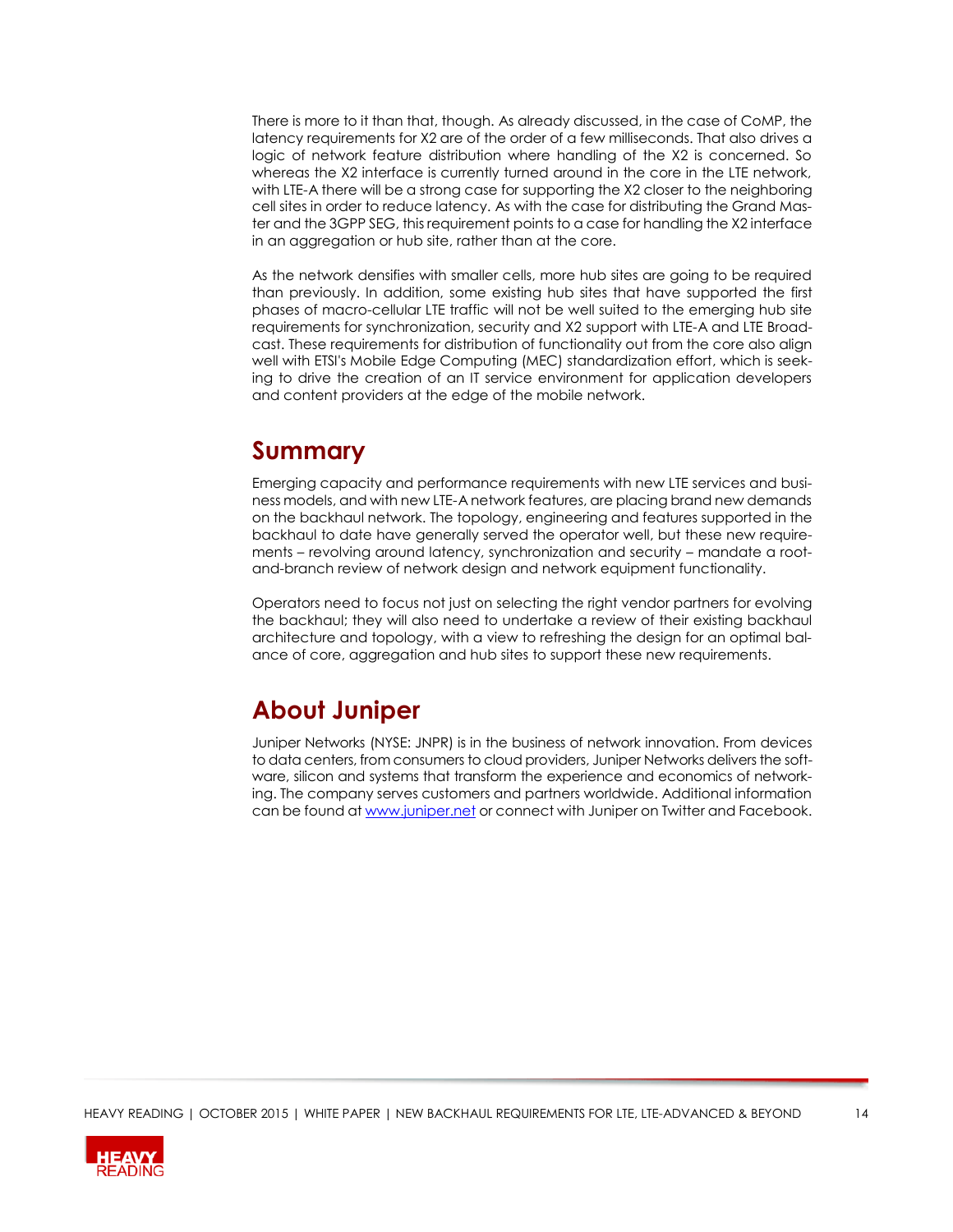There is more to it than that, though. As already discussed, in the case of CoMP, the latency requirements for X2 are of the order of a few milliseconds. That also drives a logic of network feature distribution where handling of the X2 is concerned. So whereas the X2 interface is currently turned around in the core in the LTE network, with LTE-A there will be a strong case for supporting the X2 closer to the neighboring cell sites in order to reduce latency. As with the case for distributing the Grand Master and the 3GPP SEG, this requirement points to a case for handling the X2 interface in an aggregation or hub site, rather than at the core.

As the network densifies with smaller cells, more hub sites are going to be required than previously. In addition, some existing hub sites that have supported the first phases of macro-cellular LTE traffic will not be well suited to the emerging hub site requirements for synchronization, security and X2 support with LTE-A and LTE Broadcast. These requirements for distribution of functionality out from the core also align well with ETSI's Mobile Edge Computing (MEC) standardization effort, which is seeking to drive the creation of an IT service environment for application developers and content providers at the edge of the mobile network.

## Summary

Emerging capacity and performance requirements with new LTE services and business models, and with new LTE-A network features, are placing brand new demands on the backhaul network. The topology, engineering and features supported in the backhaul to date have generally served the operator well, but these new requirements – revolving around latency, synchronization and security – mandate a root-and-branch review of network design and network equipment functionality.

Operators need to focus not just on selecting the right vendor partners for evolving the backhaul; they will also need to undertake a review of their existing backhaul architecture and topology, with a view to refreshing the design for an optimal balance of core, aggregation and hub sites to support these new requirements.

## About Juniper

Juniper Networks (NYSE: JNPR) is in the business of network innovation. From devices to data centers, from consumers to cloud providers, Juniper Networks delivers the software, silicon and systems that transform the experience and economics of networking. The company serves customers and partners worldwide. Additional information can be found at [www.juniper.net](http://www.juniper.net) or connect with Juniper on Twitter and Facebook.